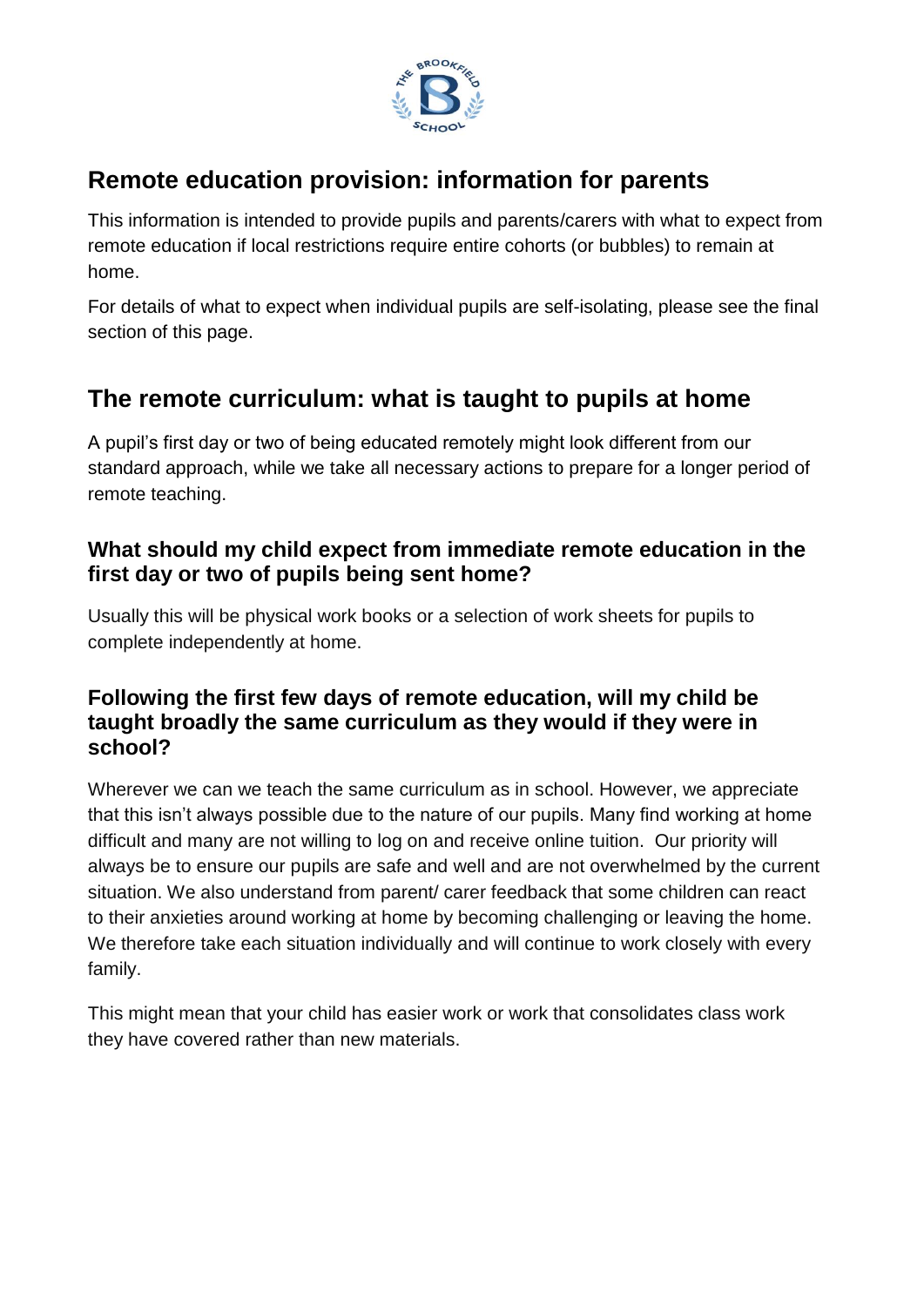# Remote education provision: information for parents

This information is intended to provide pupils and parents/carers with what to expect from remote education if local restrictions require entire cohorts (or bubbles) to remain at home.

For details of what to expect when individual pupils are self-isolating, please see the final section of this page.

# The remote curriculum: what is taught to pupils at home

A pupil's first day or two of being educated remotely might look different from our standard approach, while we take all necessary actions to prepare for a longer period of remote teaching.

### What should my child expect from immediate remote education in the first day or two of pupils being sent home?

Usually this will be physical work books or a selection of work sheets for pupils to complete independently at home.

### Following the first few days of remote education, will my child be taught broadly the same curriculum as they would if they were in school?

Wherever we can we teach the same curriculum as in school. However, we appreciate that this isn't always possible due to the nature of our pupils. Many find working at home difficult and many are not willing to log on and receive online tuition. Our priority will always be to ensure our pupils are safe and well and are not overwhelmed by the current situation. We also understand from parent/ carer feedback that some children can react to their anxieties around working at home by becoming challenging or leaving the home. We therefore take each situation individually and will continue to work closely with every family.

This might mean that your child has easier work or work that consolidates class work they have covered rather than new materials.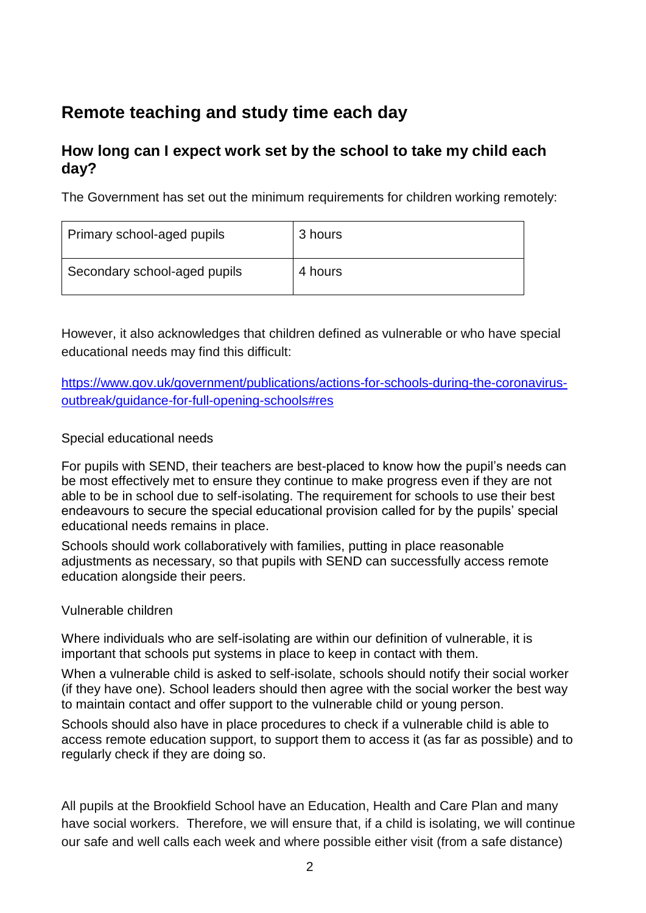## Remote teaching and study time each day

### How long can I expect work set by the school to take my child each day?

The Government has set out the minimum requirements for children working remotely:

| Primary school-aged pupils | 3 hours |
|---|---|
| Secondary school-aged pupils | 4 hours |

However, it also acknowledges that children defined as vulnerable or who have special educational needs may find this difficult:

[https://www.gov.uk/government/publications/actions-for-schools-during-the-coronavirus-outbreak/guidance-for-full-opening-schools#res](https://www.gov.uk/government/publications/actions-for-schools-during-the-coronavirus-outbreak/guidance-for-full-opening-schools#res)

Special educational needs

For pupils with SEND, their teachers are best-placed to know how the pupil's needs can be most effectively met to ensure they continue to make progress even if they are not able to be in school due to self-isolating. The requirement for schools to use their best endeavours to secure the special educational provision called for by the pupils' special educational needs remains in place.

Schools should work collaboratively with families, putting in place reasonable adjustments as necessary, so that pupils with SEND can successfully access remote education alongside their peers.

Vulnerable children

Where individuals who are self-isolating are within our definition of vulnerable, it is important that schools put systems in place to keep in contact with them.

When a vulnerable child is asked to self-isolate, schools should notify their social worker (if they have one). School leaders should then agree with the social worker the best way to maintain contact and offer support to the vulnerable child or young person.

Schools should also have in place procedures to check if a vulnerable child is able to access remote education support, to support them to access it (as far as possible) and to regularly check if they are doing so.

All pupils at the Brookfield School have an Education, Health and Care Plan and many have social workers. Therefore, we will ensure that, if a child is isolating, we will continue our safe and well calls each week and where possible either visit (from a safe distance)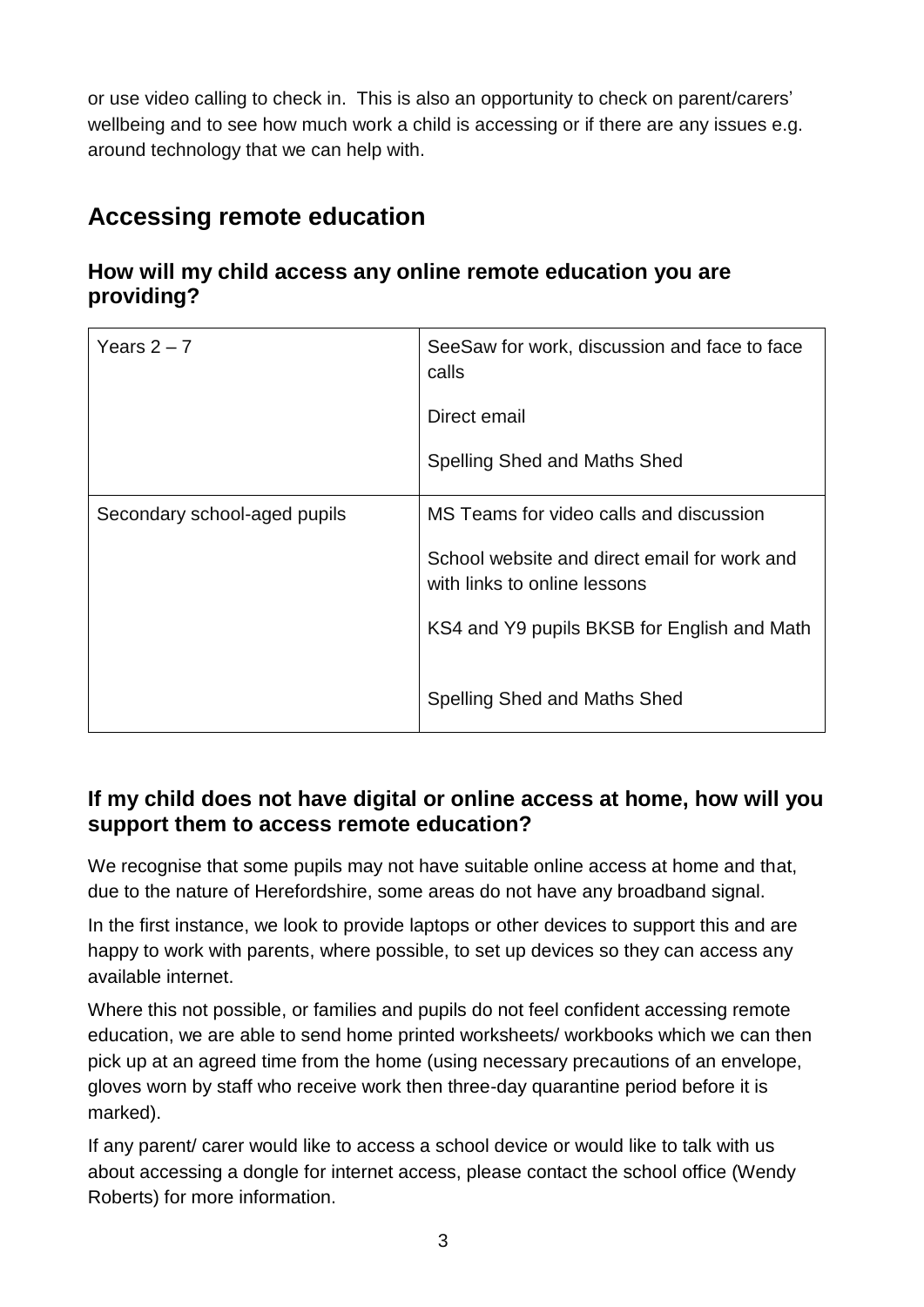or use video calling to check in. This is also an opportunity to check on parent/carers' wellbeing and to see how much work a child is accessing or if there are any issues e.g. around technology that we can help with.

## Accessing remote education

### How will my child access any online remote education you are providing?

| | |
|---|---|
| Years 2 – 7 | SeeSaw for work, discussion and face to face calls<br><br>Direct email<br><br>Spelling Shed and Maths Shed |
| Secondary school-aged pupils | MS Teams for video calls and discussion<br><br>School website and direct email for work and with links to online lessons<br><br>KS4 and Y9 pupils BKSB for English and Math<br><br>Spelling Shed and Maths Shed |

### If my child does not have digital or online access at home, how will you support them to access remote education?

We recognise that some pupils may not have suitable online access at home and that, due to the nature of Herefordshire, some areas do not have any broadband signal.

In the first instance, we look to provide laptops or other devices to support this and are happy to work with parents, where possible, to set up devices so they can access any available internet.

Where this not possible, or families and pupils do not feel confident accessing remote education, we are able to send home printed worksheets/ workbooks which we can then pick up at an agreed time from the home (using necessary precautions of an envelope, gloves worn by staff who receive work then three-day quarantine period before it is marked).

If any parent/ carer would like to access a school device or would like to talk with us about accessing a dongle for internet access, please contact the school office (Wendy Roberts) for more information.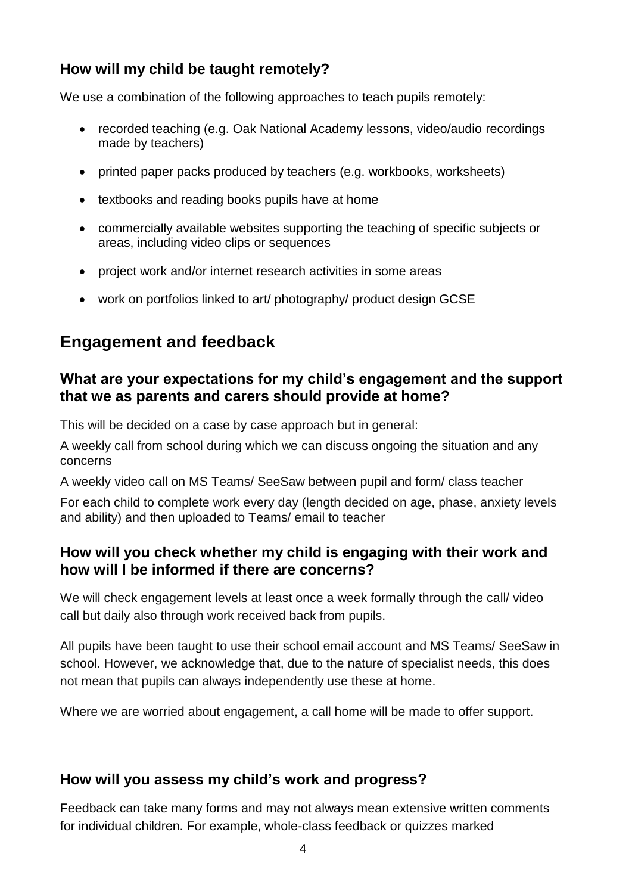### How will my child be taught remotely?

We use a combination of the following approaches to teach pupils remotely:

- recorded teaching (e.g. Oak National Academy lessons, video/audio recordings made by teachers)
- printed paper packs produced by teachers (e.g. workbooks, worksheets)
- textbooks and reading books pupils have at home
- commercially available websites supporting the teaching of specific subjects or areas, including video clips or sequences
- project work and/or internet research activities in some areas
- work on portfolios linked to art/ photography/ product design GCSE

## Engagement and feedback

### What are your expectations for my child's engagement and the support that we as parents and carers should provide at home?

This will be decided on a case by case approach but in general:

A weekly call from school during which we can discuss ongoing the situation and any concerns

A weekly video call on MS Teams/ SeeSaw between pupil and form/ class teacher

For each child to complete work every day (length decided on age, phase, anxiety levels and ability) and then uploaded to Teams/ email to teacher

### How will you check whether my child is engaging with their work and how will I be informed if there are concerns?

We will check engagement levels at least once a week formally through the call/ video call but daily also through work received back from pupils.

All pupils have been taught to use their school email account and MS Teams/ SeeSaw in school. However, we acknowledge that, due to the nature of specialist needs, this does not mean that pupils can always independently use these at home.

Where we are worried about engagement, a call home will be made to offer support.

### How will you assess my child's work and progress?

Feedback can take many forms and may not always mean extensive written comments for individual children. For example, whole-class feedback or quizzes marked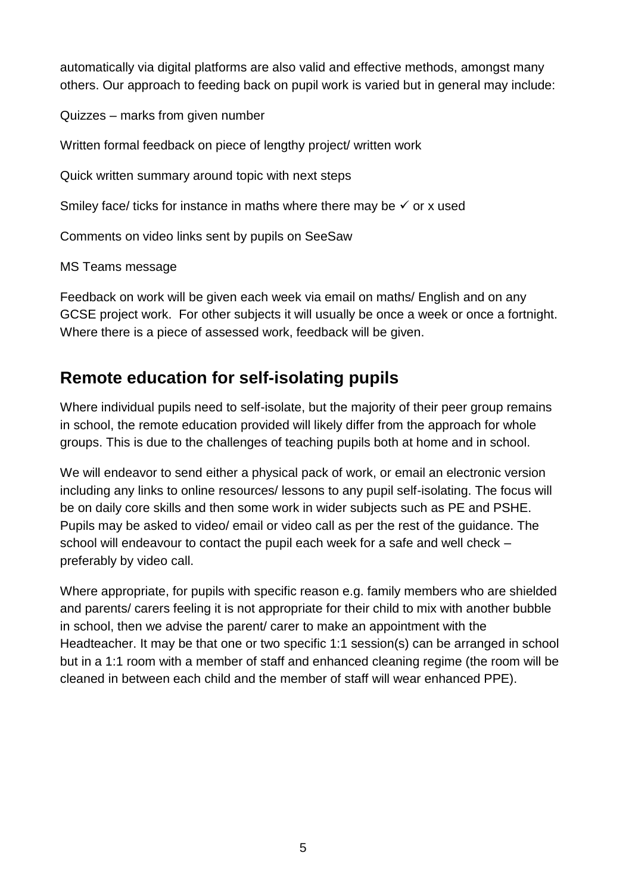automatically via digital platforms are also valid and effective methods, amongst many others. Our approach to feeding back on pupil work is varied but in general may include:

Quizzes – marks from given number

Written formal feedback on piece of lengthy project/ written work

Quick written summary around topic with next steps

Smiley face/ ticks for instance in maths where there may be ✓ or x used

Comments on video links sent by pupils on SeeSaw

MS Teams message

Feedback on work will be given each week via email on maths/ English and on any GCSE project work. For other subjects it will usually be once a week or once a fortnight. Where there is a piece of assessed work, feedback will be given.

## Remote education for self-isolating pupils

Where individual pupils need to self-isolate, but the majority of their peer group remains in school, the remote education provided will likely differ from the approach for whole groups. This is due to the challenges of teaching pupils both at home and in school.

We will endeavor to send either a physical pack of work, or email an electronic version including any links to online resources/ lessons to any pupil self-isolating. The focus will be on daily core skills and then some work in wider subjects such as PE and PSHE. Pupils may be asked to video/ email or video call as per the rest of the guidance. The school will endeavour to contact the pupil each week for a safe and well check – preferably by video call.

Where appropriate, for pupils with specific reason e.g. family members who are shielded and parents/ carers feeling it is not appropriate for their child to mix with another bubble in school, then we advise the parent/ carer to make an appointment with the Headteacher. It may be that one or two specific 1:1 session(s) can be arranged in school but in a 1:1 room with a member of staff and enhanced cleaning regime (the room will be cleaned in between each child and the member of staff will wear enhanced PPE).